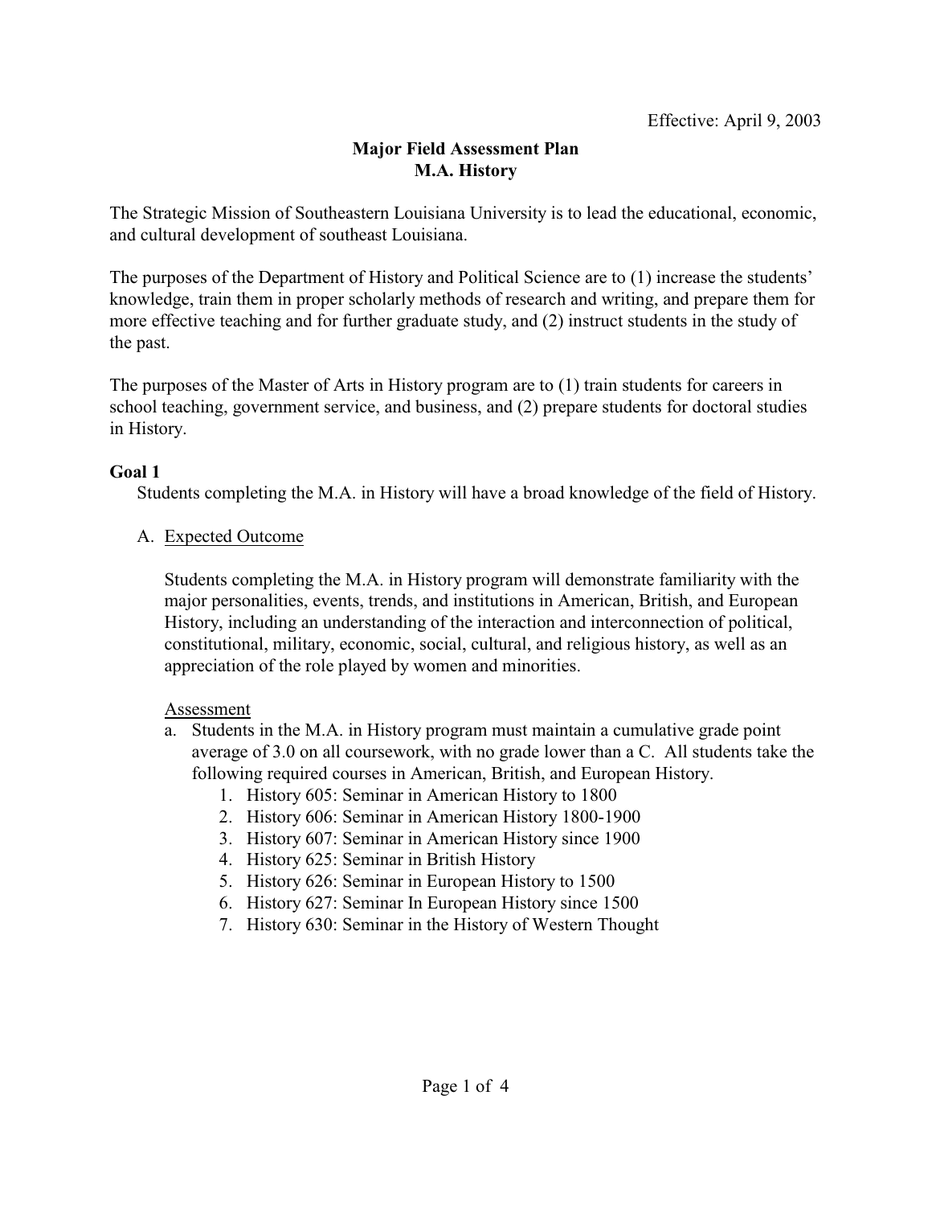Effective: April 9, 2003

# Major Field Assessment Plan
## M.A. History

The Strategic Mission of Southeastern Louisiana University is to lead the educational, economic, and cultural development of southeast Louisiana.

The purposes of the Department of History and Political Science are to (1) increase the students' knowledge, train them in proper scholarly methods of research and writing, and prepare them for more effective teaching and for further graduate study, and (2) instruct students in the study of the past.

The purposes of the Master of Arts in History program are to (1) train students for careers in school teaching, government service, and business, and (2) prepare students for doctoral studies in History.

**Goal 1**

Students completing the M.A. in History will have a broad knowledge of the field of History.

A. Expected Outcome

Students completing the M.A. in History program will demonstrate familiarity with the major personalities, events, trends, and institutions in American, British, and European History, including an understanding of the interaction and interconnection of political, constitutional, military, economic, social, cultural, and religious history, as well as an appreciation of the role played by women and minorities.

Assessment

a. Students in the M.A. in History program must maintain a cumulative grade point average of 3.0 on all coursework, with no grade lower than a C. All students take the following required courses in American, British, and European History.
   1. History 605: Seminar in American History to 1800
   2. History 606: Seminar in American History 1800-1900
   3. History 607: Seminar in American History since 1900
   4. History 625: Seminar in British History
   5. History 626: Seminar in European History to 1500
   6. History 627: Seminar In European History since 1500
   7. History 630: Seminar in the History of Western Thought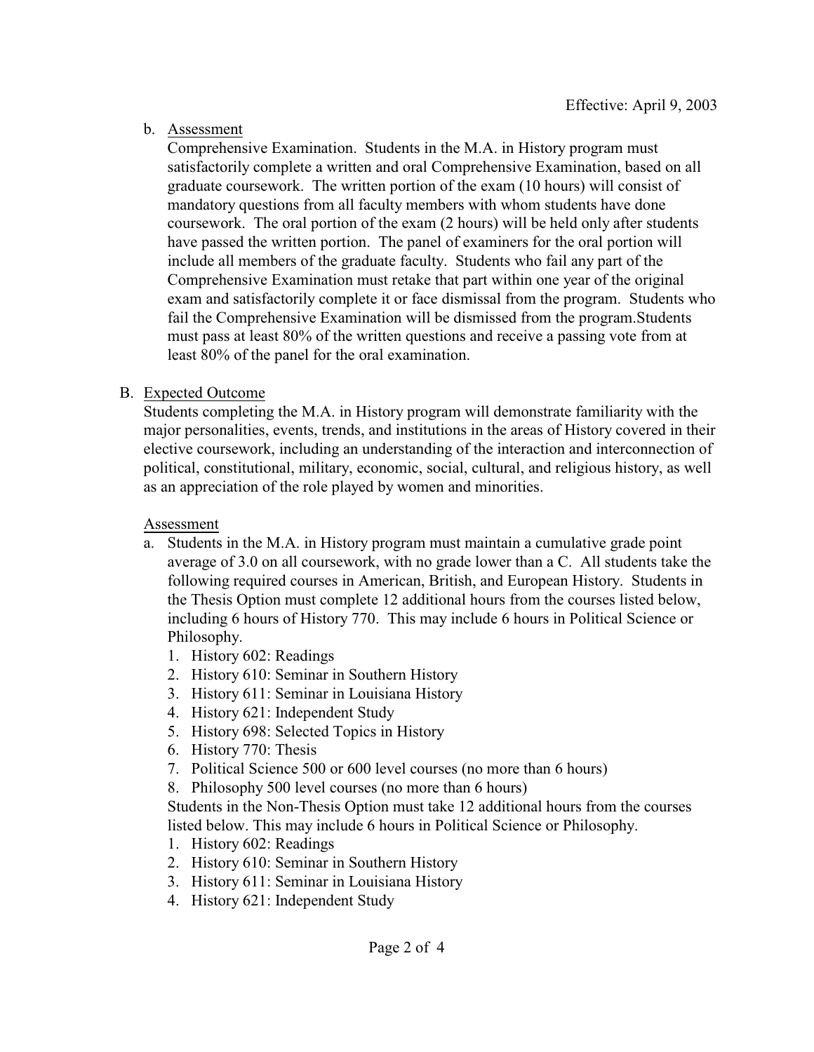Effective: April 9, 2003

b. Assessment

   Comprehensive Examination. Students in the M.A. in History program must satisfactorily complete a written and oral Comprehensive Examination, based on all graduate coursework. The written portion of the exam (10 hours) will consist of mandatory questions from all faculty members with whom students have done coursework. The oral portion of the exam (2 hours) will be held only after students have passed the written portion. The panel of examiners for the oral portion will include all members of the graduate faculty. Students who fail any part of the Comprehensive Examination must retake that part within one year of the original exam and satisfactorily complete it or face dismissal from the program. Students who fail the Comprehensive Examination will be dismissed from the program.Students must pass at least 80% of the written questions and receive a passing vote from at least 80% of the panel for the oral examination.

B. Expected Outcome

Students completing the M.A. in History program will demonstrate familiarity with the major personalities, events, trends, and institutions in the areas of History covered in their elective coursework, including an understanding of the interaction and interconnection of political, constitutional, military, economic, social, cultural, and religious history, as well as an appreciation of the role played by women and minorities.

Assessment

a. Students in the M.A. in History program must maintain a cumulative grade point average of 3.0 on all coursework, with no grade lower than a C. All students take the following required courses in American, British, and European History. Students in the Thesis Option must complete 12 additional hours from the courses listed below, including 6 hours of History 770. This may include 6 hours in Political Science or Philosophy.
   1. History 602: Readings
   2. History 610: Seminar in Southern History
   3. History 611: Seminar in Louisiana History
   4. History 621: Independent Study
   5. History 698: Selected Topics in History
   6. History 770: Thesis
   7. Political Science 500 or 600 level courses (no more than 6 hours)
   8. Philosophy 500 level courses (no more than 6 hours)

   Students in the Non-Thesis Option must take 12 additional hours from the courses listed below. This may include 6 hours in Political Science or Philosophy.
   1. History 602: Readings
   2. History 610: Seminar in Southern History
   3. History 611: Seminar in Louisiana History
   4. History 621: Independent Study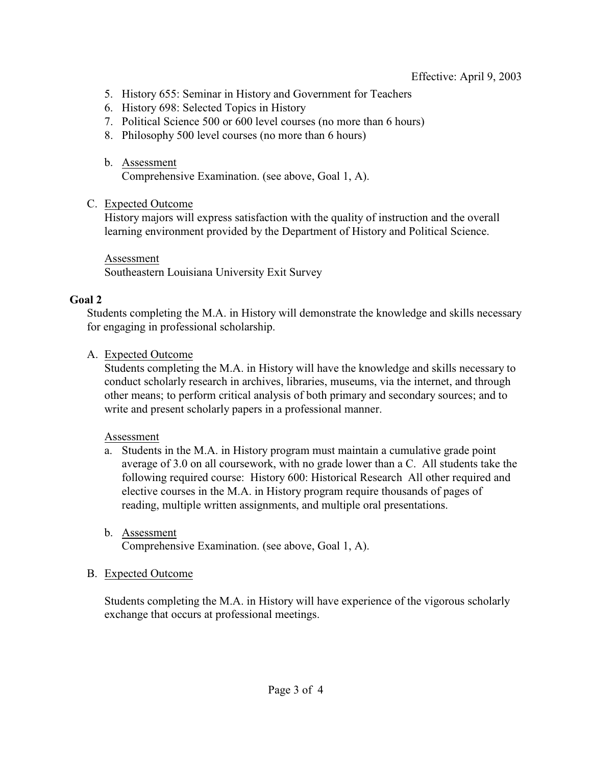Effective: April 9, 2003

5. History 655: Seminar in History and Government for Teachers
6. History 698: Selected Topics in History
7. Political Science 500 or 600 level courses (no more than 6 hours)
8. Philosophy 500 level courses (no more than 6 hours)

b. Assessment
   Comprehensive Examination. (see above, Goal 1, A).

C. Expected Outcome
   History majors will express satisfaction with the quality of instruction and the overall learning environment provided by the Department of History and Political Science.

   Assessment
   Southeastern Louisiana University Exit Survey

**Goal 2**

Students completing the M.A. in History will demonstrate the knowledge and skills necessary for engaging in professional scholarship.

A. Expected Outcome
   Students completing the M.A. in History will have the knowledge and skills necessary to conduct scholarly research in archives, libraries, museums, via the internet, and through other means; to perform critical analysis of both primary and secondary sources; and to write and present scholarly papers in a professional manner.

   Assessment

   a. Students in the M.A. in History program must maintain a cumulative grade point average of 3.0 on all coursework, with no grade lower than a C. All students take the following required course: History 600: Historical Research All other required and elective courses in the M.A. in History program require thousands of pages of reading, multiple written assignments, and multiple oral presentations.

   b. Assessment
      Comprehensive Examination. (see above, Goal 1, A).

B. Expected Outcome

   Students completing the M.A. in History will have experience of the vigorous scholarly exchange that occurs at professional meetings.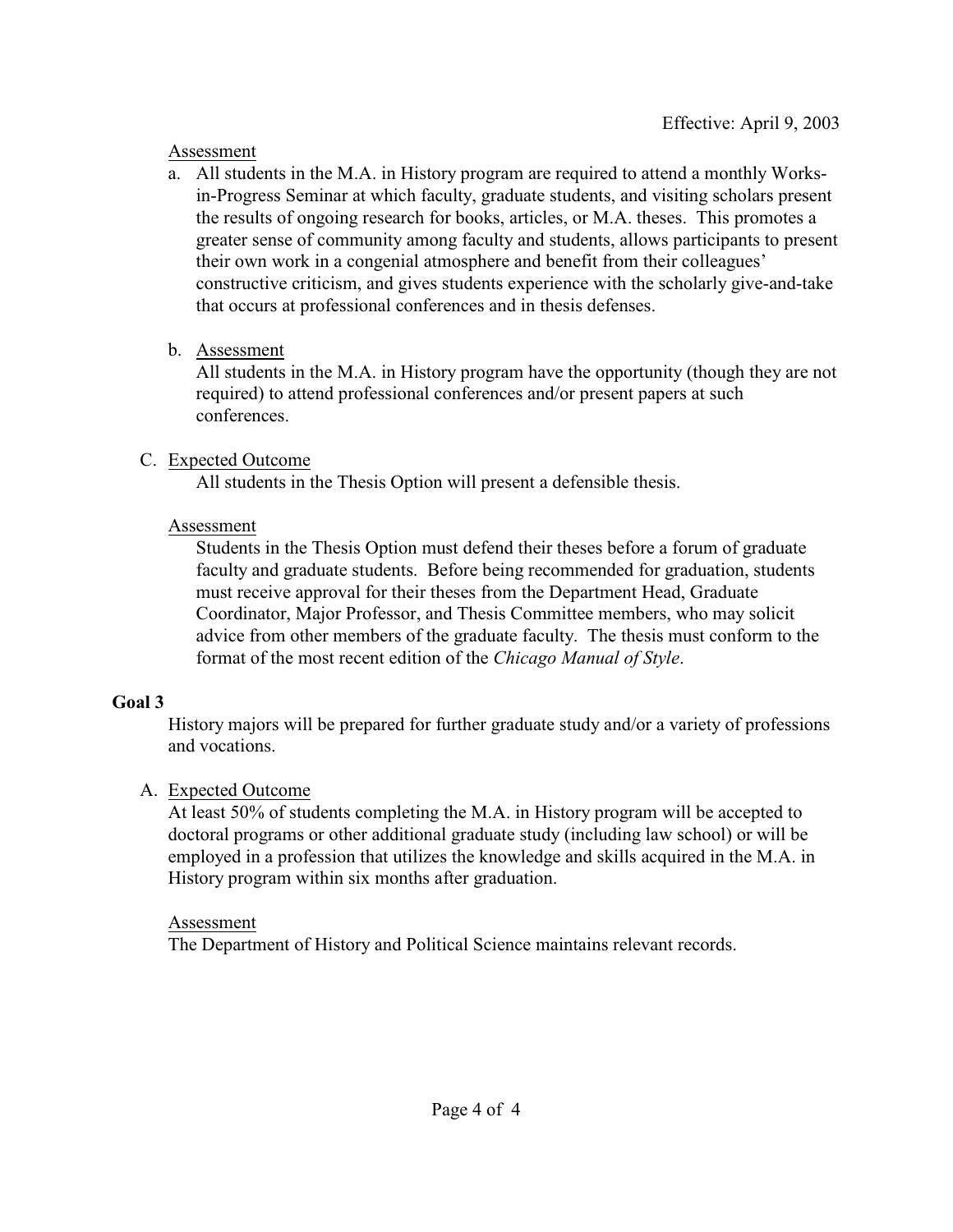Effective: April 9, 2003

Assessment

a. All students in the M.A. in History program are required to attend a monthly Works-in-Progress Seminar at which faculty, graduate students, and visiting scholars present the results of ongoing research for books, articles, or M.A. theses. This promotes a greater sense of community among faculty and students, allows participants to present their own work in a congenial atmosphere and benefit from their colleagues' constructive criticism, and gives students experience with the scholarly give-and-take that occurs at professional conferences and in thesis defenses.

b. Assessment

   All students in the M.A. in History program have the opportunity (though they are not required) to attend professional conferences and/or present papers at such conferences.

C. Expected Outcome

   All students in the Thesis Option will present a defensible thesis.

   Assessment

   Students in the Thesis Option must defend their theses before a forum of graduate faculty and graduate students. Before being recommended for graduation, students must receive approval for their theses from the Department Head, Graduate Coordinator, Major Professor, and Thesis Committee members, who may solicit advice from other members of the graduate faculty. The thesis must conform to the format of the most recent edition of the *Chicago Manual of Style*.

**Goal 3**

History majors will be prepared for further graduate study and/or a variety of professions and vocations.

A. Expected Outcome

   At least 50% of students completing the M.A. in History program will be accepted to doctoral programs or other additional graduate study (including law school) or will be employed in a profession that utilizes the knowledge and skills acquired in the M.A. in History program within six months after graduation.

   Assessment

   The Department of History and Political Science maintains relevant records.